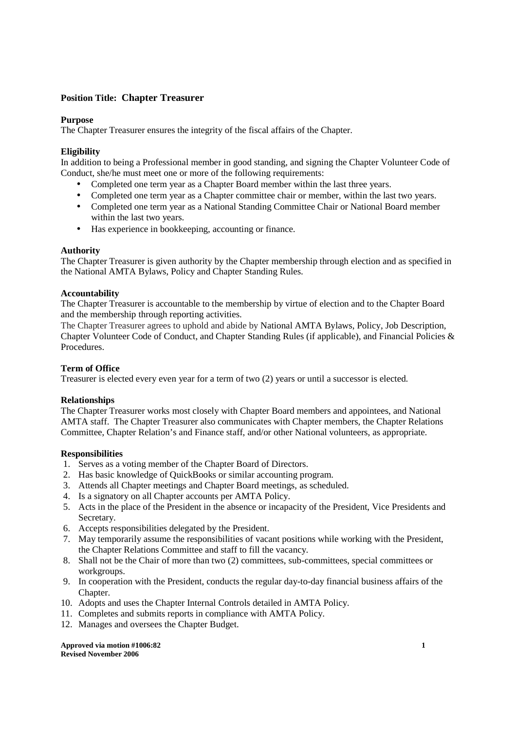**Position Title: Chapter Treasurer**

**Purpose**
The Chapter Treasurer ensures the integrity of the fiscal affairs of the Chapter.

**Eligibility**
In addition to being a Professional member in good standing, and signing the Chapter Volunteer Code of Conduct, she/he must meet one or more of the following requirements:

- Completed one term year as a Chapter Board member within the last three years.
- Completed one term year as a Chapter committee chair or member, within the last two years.
- Completed one term year as a National Standing Committee Chair or National Board member within the last two years.
- Has experience in bookkeeping, accounting or finance.

**Authority**
The Chapter Treasurer is given authority by the Chapter membership through election and as specified in the National AMTA Bylaws, Policy and Chapter Standing Rules.

**Accountability**
The Chapter Treasurer is accountable to the membership by virtue of election and to the Chapter Board and the membership through reporting activities.
The Chapter Treasurer agrees to uphold and abide by National AMTA Bylaws, Policy, Job Description, Chapter Volunteer Code of Conduct, and Chapter Standing Rules (if applicable), and Financial Policies & Procedures.

**Term of Office**
Treasurer is elected every even year for a term of two (2) years or until a successor is elected.

**Relationships**
The Chapter Treasurer works most closely with Chapter Board members and appointees, and National AMTA staff. The Chapter Treasurer also communicates with Chapter members, the Chapter Relations Committee, Chapter Relation's and Finance staff, and/or other National volunteers, as appropriate.

**Responsibilities**

1. Serves as a voting member of the Chapter Board of Directors.
2. Has basic knowledge of QuickBooks or similar accounting program.
3. Attends all Chapter meetings and Chapter Board meetings, as scheduled.
4. Is a signatory on all Chapter accounts per AMTA Policy.
5. Acts in the place of the President in the absence or incapacity of the President, Vice Presidents and Secretary.
6. Accepts responsibilities delegated by the President.
7. May temporarily assume the responsibilities of vacant positions while working with the President, the Chapter Relations Committee and staff to fill the vacancy.
8. Shall not be the Chair of more than two (2) committees, sub-committees, special committees or workgroups.
9. In cooperation with the President, conducts the regular day-to-day financial business affairs of the Chapter.
10. Adopts and uses the Chapter Internal Controls detailed in AMTA Policy.
11. Completes and submits reports in compliance with AMTA Policy.
12. Manages and oversees the Chapter Budget.

**Approved via motion #1006:82**
**Revised November 2006**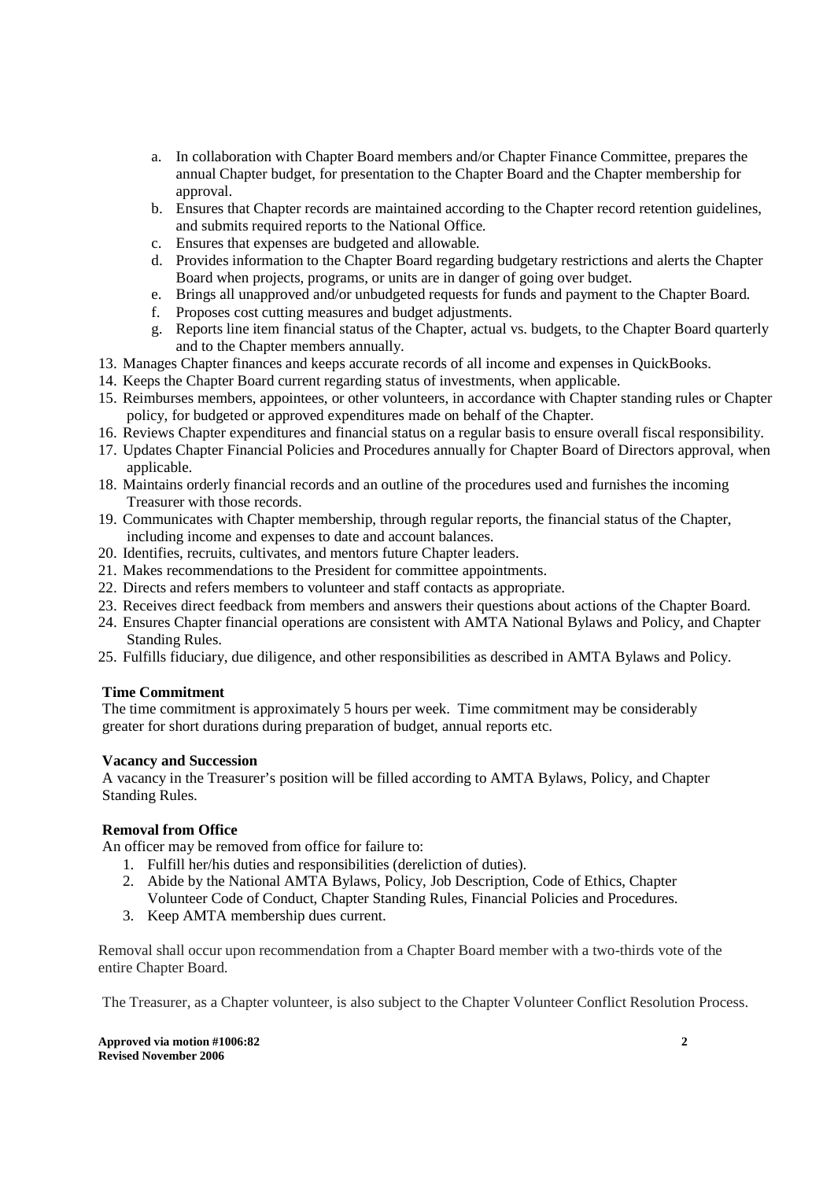a. In collaboration with Chapter Board members and/or Chapter Finance Committee, prepares the annual Chapter budget, for presentation to the Chapter Board and the Chapter membership for approval.
   b. Ensures that Chapter records are maintained according to the Chapter record retention guidelines, and submits required reports to the National Office.
   c. Ensures that expenses are budgeted and allowable.
   d. Provides information to the Chapter Board regarding budgetary restrictions and alerts the Chapter Board when projects, programs, or units are in danger of going over budget.
   e. Brings all unapproved and/or unbudgeted requests for funds and payment to the Chapter Board.
   f. Proposes cost cutting measures and budget adjustments.
   g. Reports line item financial status of the Chapter, actual vs. budgets, to the Chapter Board quarterly and to the Chapter members annually.

13. Manages Chapter finances and keeps accurate records of all income and expenses in QuickBooks.
14. Keeps the Chapter Board current regarding status of investments, when applicable.
15. Reimburses members, appointees, or other volunteers, in accordance with Chapter standing rules or Chapter policy, for budgeted or approved expenditures made on behalf of the Chapter.
16. Reviews Chapter expenditures and financial status on a regular basis to ensure overall fiscal responsibility.
17. Updates Chapter Financial Policies and Procedures annually for Chapter Board of Directors approval, when applicable.
18. Maintains orderly financial records and an outline of the procedures used and furnishes the incoming Treasurer with those records.
19. Communicates with Chapter membership, through regular reports, the financial status of the Chapter, including income and expenses to date and account balances.
20. Identifies, recruits, cultivates, and mentors future Chapter leaders.
21. Makes recommendations to the President for committee appointments.
22. Directs and refers members to volunteer and staff contacts as appropriate.
23. Receives direct feedback from members and answers their questions about actions of the Chapter Board.
24. Ensures Chapter financial operations are consistent with AMTA National Bylaws and Policy, and Chapter Standing Rules.
25. Fulfills fiduciary, due diligence, and other responsibilities as described in AMTA Bylaws and Policy.

**Time Commitment**

The time commitment is approximately 5 hours per week. Time commitment may be considerably greater for short durations during preparation of budget, annual reports etc.

**Vacancy and Succession**

A vacancy in the Treasurer's position will be filled according to AMTA Bylaws, Policy, and Chapter Standing Rules.

**Removal from Office**

An officer may be removed from office for failure to:

1. Fulfill her/his duties and responsibilities (dereliction of duties).
2. Abide by the National AMTA Bylaws, Policy, Job Description, Code of Ethics, Chapter Volunteer Code of Conduct, Chapter Standing Rules, Financial Policies and Procedures.
3. Keep AMTA membership dues current.

Removal shall occur upon recommendation from a Chapter Board member with a two-thirds vote of the entire Chapter Board.

The Treasurer, as a Chapter volunteer, is also subject to the Chapter Volunteer Conflict Resolution Process.

**Approved via motion #1006:82**
**Revised November 2006**